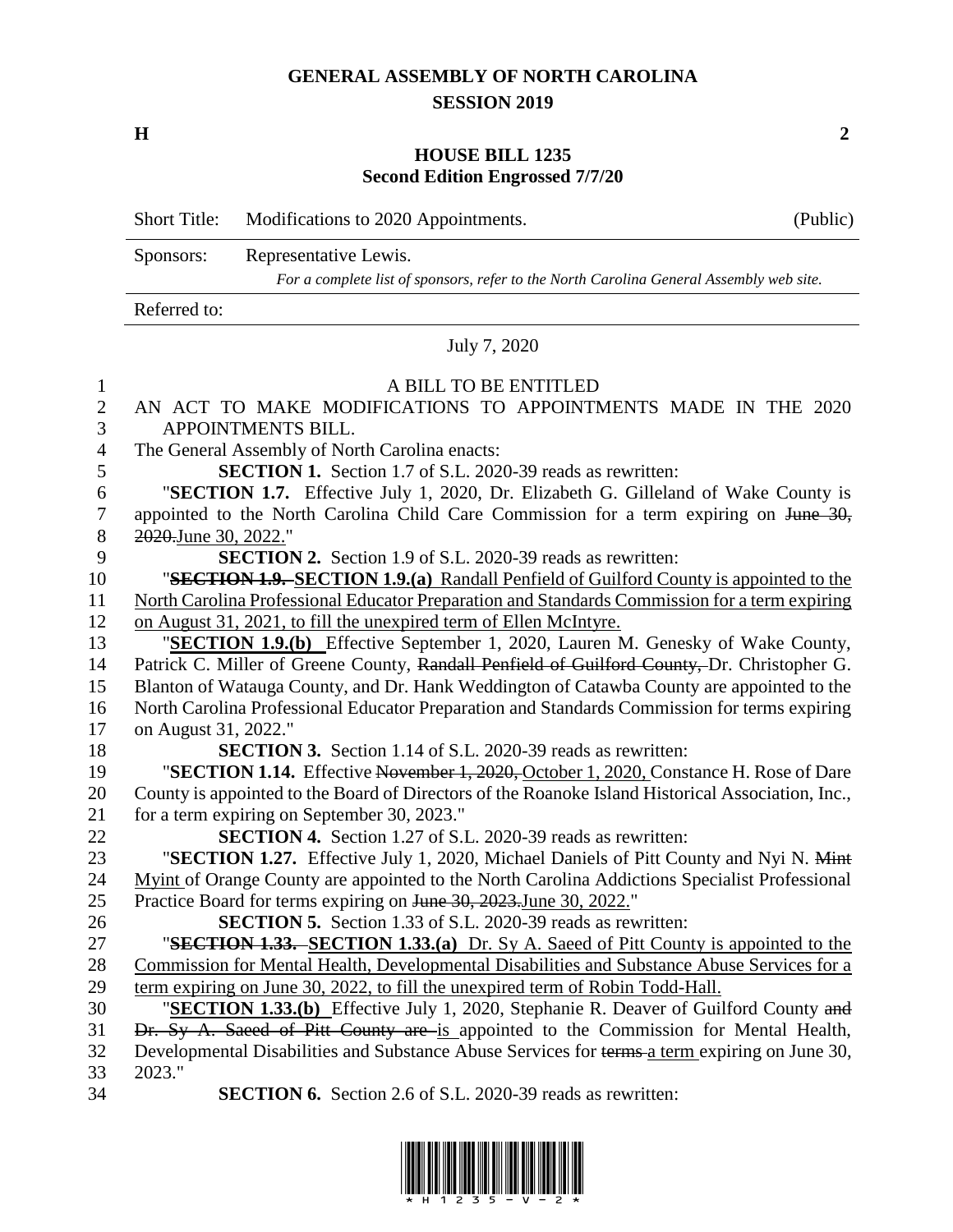# GENERAL ASSEMBLY OF NORTH CAROLINA
## SESSION 2019

**H** **2**

## HOUSE BILL 1235
### Second Edition Engrossed 7/7/20

| Short Title: | Modifications to 2020 Appointments. | (Public) |
|---|---|---|
| Sponsors: | Representative Lewis. *For a complete list of sponsors, refer to the North Carolina General Assembly web site.* | |
| Referred to: | | |

July 7, 2020

A BILL TO BE ENTITLED

AN ACT TO MAKE MODIFICATIONS TO APPOINTMENTS MADE IN THE 2020 APPOINTMENTS BILL.

The General Assembly of North Carolina enacts:

**SECTION 1.** Section 1.7 of S.L. 2020-39 reads as rewritten:

"**SECTION 1.7.** Effective July 1, 2020, Dr. Elizabeth G. Gilleland of Wake County is appointed to the North Carolina Child Care Commission for a term expiring on ~~June 30, 2020.~~<u>June 30, 2022.</u>"

**SECTION 2.** Section 1.9 of S.L. 2020-39 reads as rewritten:

"~~**SECTION 1.9.**~~ <u>**SECTION 1.9.(a)** Randall Penfield of Guilford County is appointed to the North Carolina Professional Educator Preparation and Standards Commission for a term expiring on August 31, 2021, to fill the unexpired term of Ellen McIntyre.</u>

"<u>**SECTION 1.9.(b)**</u> Effective September 1, 2020, Lauren M. Genesky of Wake County, Patrick C. Miller of Greene County, ~~Randall Penfield of Guilford County,~~ Dr. Christopher G. Blanton of Watauga County, and Dr. Hank Weddington of Catawba County are appointed to the North Carolina Professional Educator Preparation and Standards Commission for terms expiring on August 31, 2022."

**SECTION 3.** Section 1.14 of S.L. 2020-39 reads as rewritten:

"**SECTION 1.14.** Effective ~~November 1, 2020,~~ <u>October 1, 2020,</u> Constance H. Rose of Dare County is appointed to the Board of Directors of the Roanoke Island Historical Association, Inc., for a term expiring on September 30, 2023."

**SECTION 4.** Section 1.27 of S.L. 2020-39 reads as rewritten:

"**SECTION 1.27.** Effective July 1, 2020, Michael Daniels of Pitt County and Nyi N. ~~Mint~~ <u>Myint</u> of Orange County are appointed to the North Carolina Addictions Specialist Professional Practice Board for terms expiring on ~~June 30, 2023.~~<u>June 30, 2022.</u>"

**SECTION 5.** Section 1.33 of S.L. 2020-39 reads as rewritten:

"~~**SECTION 1.33.**~~ <u>**SECTION 1.33.(a)** Dr. Sy A. Saeed of Pitt County is appointed to the Commission for Mental Health, Developmental Disabilities and Substance Abuse Services for a term expiring on June 30, 2022, to fill the unexpired term of Robin Todd-Hall.</u>

"<u>**SECTION 1.33.(b)**</u> Effective July 1, 2020, Stephanie R. Deaver of Guilford County ~~and Dr. Sy A. Saeed of Pitt County are~~ <u>is</u> appointed to the Commission for Mental Health, Developmental Disabilities and Substance Abuse Services for ~~terms~~ <u>a term</u> expiring on June 30, 2023."

**SECTION 6.** Section 2.6 of S.L. 2020-39 reads as rewritten: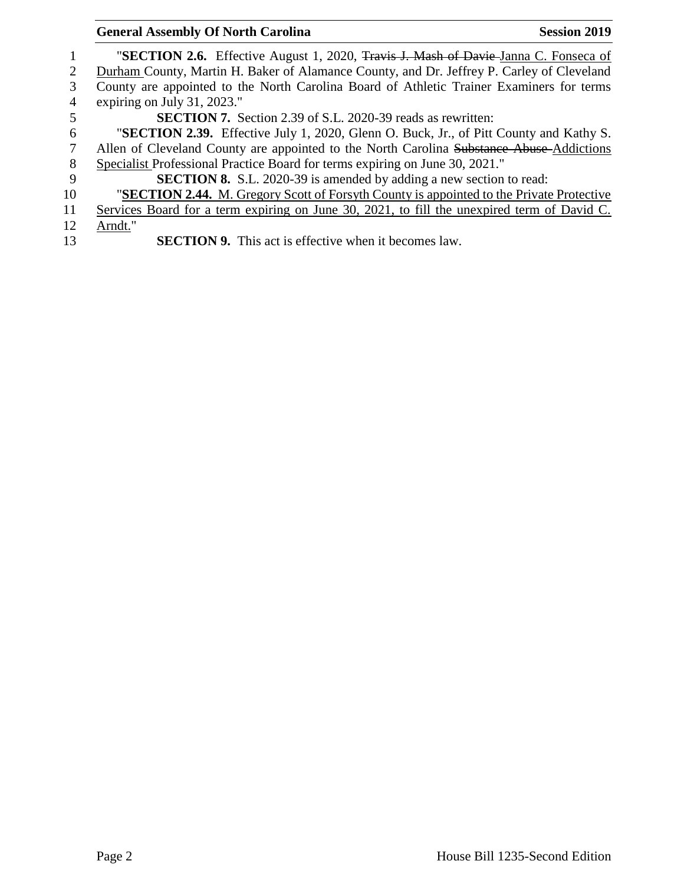"**SECTION 2.6.** Effective August 1, 2020, ~~Travis J. Mash of Davie~~ Janna C. Fonseca of Durham County, Martin H. Baker of Alamance County, and Dr. Jeffrey P. Carley of Cleveland County are appointed to the North Carolina Board of Athletic Trainer Examiners for terms expiring on July 31, 2023."

**SECTION 7.** Section 2.39 of S.L. 2020-39 reads as rewritten:

"**SECTION 2.39.** Effective July 1, 2020, Glenn O. Buck, Jr., of Pitt County and Kathy S. Allen of Cleveland County are appointed to the North Carolina ~~Substance Abuse~~ Addictions Specialist Professional Practice Board for terms expiring on June 30, 2021."

**SECTION 8.** S.L. 2020-39 is amended by adding a new section to read:

"**SECTION 2.44.** M. Gregory Scott of Forsyth County is appointed to the Private Protective Services Board for a term expiring on June 30, 2021, to fill the unexpired term of David C. Arndt."

**SECTION 9.** This act is effective when it becomes law.